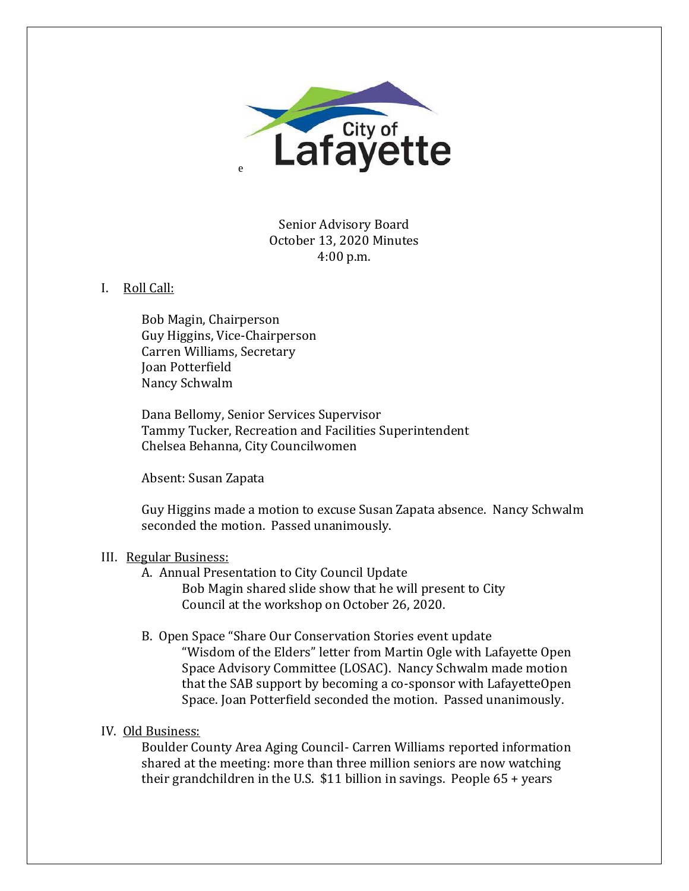City of Lafayette

Senior Advisory Board
October 13, 2020 Minutes
4:00 p.m.

I. Roll Call:

Bob Magin, Chairperson
Guy Higgins, Vice-Chairperson
Carren Williams, Secretary
Joan Potterfield
Nancy Schwalm

Dana Bellomy, Senior Services Supervisor
Tammy Tucker, Recreation and Facilities Superintendent
Chelsea Behanna, City Councilwomen

Absent: Susan Zapata

Guy Higgins made a motion to excuse Susan Zapata absence. Nancy Schwalm seconded the motion. Passed unanimously.

III. Regular Business:

A. Annual Presentation to City Council Update
   Bob Magin shared slide show that he will present to City Council at the workshop on October 26, 2020.

B. Open Space "Share Our Conservation Stories event update
   "Wisdom of the Elders" letter from Martin Ogle with Lafayette Open Space Advisory Committee (LOSAC). Nancy Schwalm made motion that the SAB support by becoming a co-sponsor with LafayetteOpen Space. Joan Potterfield seconded the motion. Passed unanimously.

IV. Old Business:

Boulder County Area Aging Council- Carren Williams reported information shared at the meeting: more than three million seniors are now watching their grandchildren in the U.S. $11 billion in savings. People 65 + years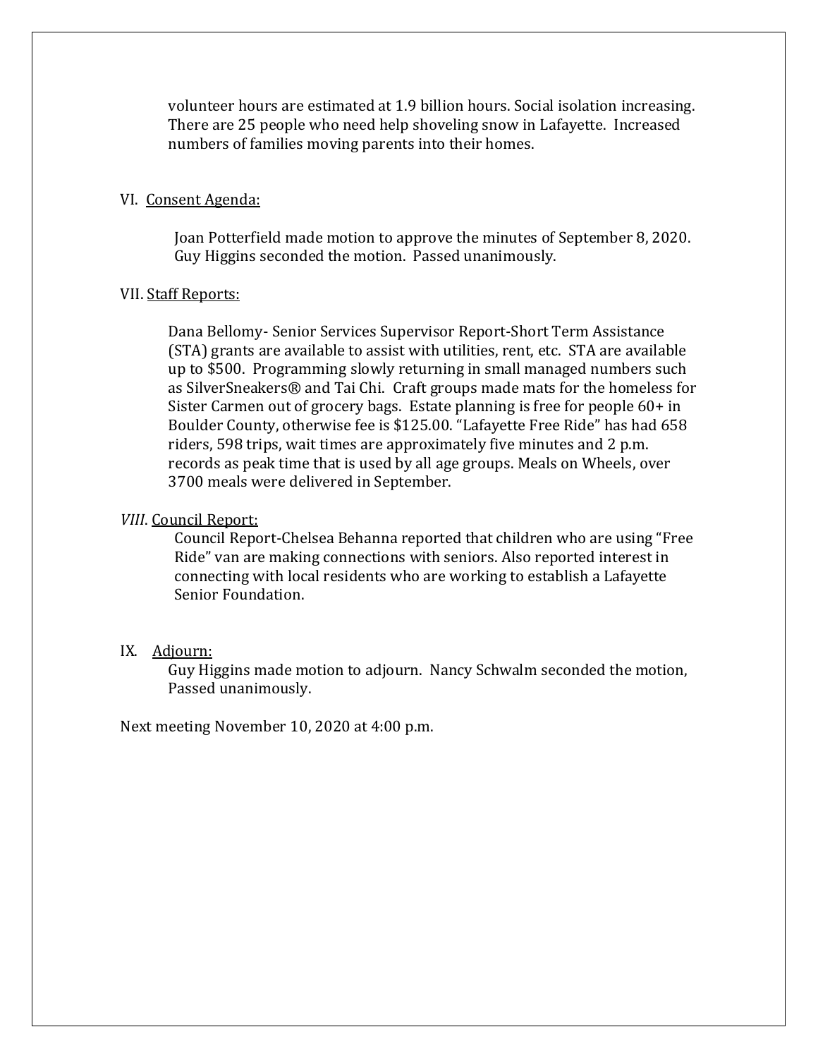volunteer hours are estimated at 1.9 billion hours. Social isolation increasing. There are 25 people who need help shoveling snow in Lafayette. Increased numbers of families moving parents into their homes.

VI. <u>Consent Agenda:</u>

Joan Potterfield made motion to approve the minutes of September 8, 2020. Guy Higgins seconded the motion. Passed unanimously.

VII. <u>Staff Reports:</u>

Dana Bellomy- Senior Services Supervisor Report-Short Term Assistance (STA) grants are available to assist with utilities, rent, etc. STA are available up to $500. Programming slowly returning in small managed numbers such as SilverSneakers® and Tai Chi. Craft groups made mats for the homeless for Sister Carmen out of grocery bags. Estate planning is free for people 60+ in Boulder County, otherwise fee is $125.00. "Lafayette Free Ride" has had 658 riders, 598 trips, wait times are approximately five minutes and 2 p.m. records as peak time that is used by all age groups. Meals on Wheels, over 3700 meals were delivered in September.

*VIII*. <u>Council Report:</u>

Council Report-Chelsea Behanna reported that children who are using "Free Ride" van are making connections with seniors. Also reported interest in connecting with local residents who are working to establish a Lafayette Senior Foundation.

IX. <u>Adjourn:</u>

Guy Higgins made motion to adjourn. Nancy Schwalm seconded the motion, Passed unanimously.

Next meeting November 10, 2020 at 4:00 p.m.